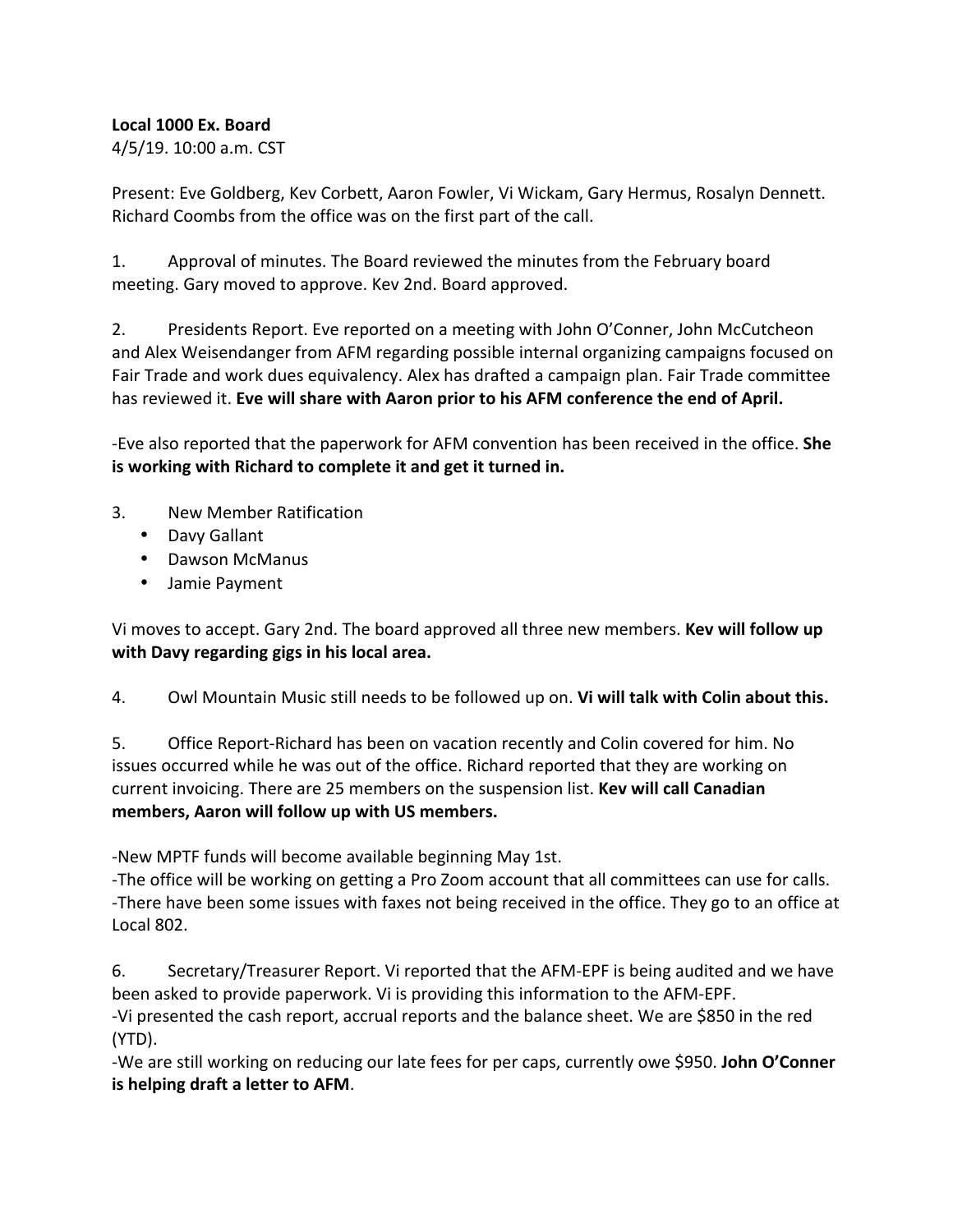**Local 1000 Ex. Board**
4/5/19. 10:00 a.m. CST

Present: Eve Goldberg, Kev Corbett, Aaron Fowler, Vi Wickam, Gary Hermus, Rosalyn Dennett. Richard Coombs from the office was on the first part of the call.

1. Approval of minutes. The Board reviewed the minutes from the February board meeting. Gary moved to approve. Kev 2nd. Board approved.

2. Presidents Report. Eve reported on a meeting with John O'Conner, John McCutcheon and Alex Weisendanger from AFM regarding possible internal organizing campaigns focused on Fair Trade and work dues equivalency. Alex has drafted a campaign plan. Fair Trade committee has reviewed it. **Eve will share with Aaron prior to his AFM conference the end of April.**

-Eve also reported that the paperwork for AFM convention has been received in the office. **She is working with Richard to complete it and get it turned in.**

3. New Member Ratification
   - Davy Gallant
   - Dawson McManus
   - Jamie Payment

Vi moves to accept. Gary 2nd. The board approved all three new members. **Kev will follow up with Davy regarding gigs in his local area.**

4. Owl Mountain Music still needs to be followed up on. **Vi will talk with Colin about this.**

5. Office Report-Richard has been on vacation recently and Colin covered for him. No issues occurred while he was out of the office. Richard reported that they are working on current invoicing. There are 25 members on the suspension list. **Kev will call Canadian members, Aaron will follow up with US members.**

-New MPTF funds will become available beginning May 1st.
-The office will be working on getting a Pro Zoom account that all committees can use for calls.
-There have been some issues with faxes not being received in the office. They go to an office at Local 802.

6. Secretary/Treasurer Report. Vi reported that the AFM-EPF is being audited and we have been asked to provide paperwork. Vi is providing this information to the AFM-EPF.
-Vi presented the cash report, accrual reports and the balance sheet. We are $850 in the red (YTD).
-We are still working on reducing our late fees for per caps, currently owe $950. **John O'Conner is helping draft a letter to AFM**.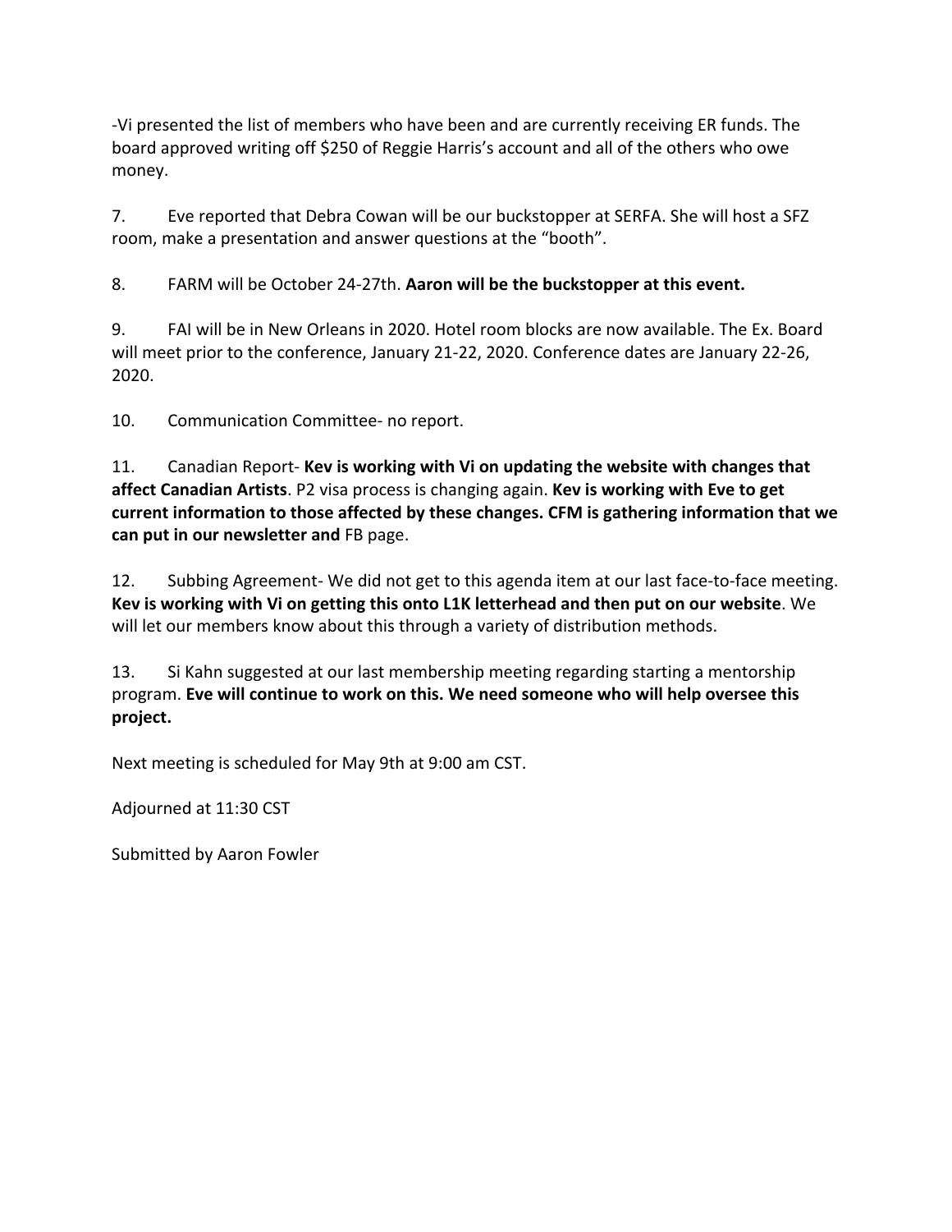-Vi presented the list of members who have been and are currently receiving ER funds. The board approved writing off $250 of Reggie Harris's account and all of the others who owe money.

7. Eve reported that Debra Cowan will be our buckstopper at SERFA. She will host a SFZ room, make a presentation and answer questions at the "booth".

8. FARM will be October 24-27th. **Aaron will be the buckstopper at this event.**

9. FAI will be in New Orleans in 2020. Hotel room blocks are now available. The Ex. Board will meet prior to the conference, January 21-22, 2020. Conference dates are January 22-26, 2020.

10. Communication Committee- no report.

11. Canadian Report- **Kev is working with Vi on updating the website with changes that affect Canadian Artists**. P2 visa process is changing again. **Kev is working with Eve to get current information to those affected by these changes. CFM is gathering information that we can put in our newsletter and** FB page.

12. Subbing Agreement- We did not get to this agenda item at our last face-to-face meeting. **Kev is working with Vi on getting this onto L1K letterhead and then put on our website**. We will let our members know about this through a variety of distribution methods.

13. Si Kahn suggested at our last membership meeting regarding starting a mentorship program. **Eve will continue to work on this. We need someone who will help oversee this project.**

Next meeting is scheduled for May 9th at 9:00 am CST.

Adjourned at 11:30 CST

Submitted by Aaron Fowler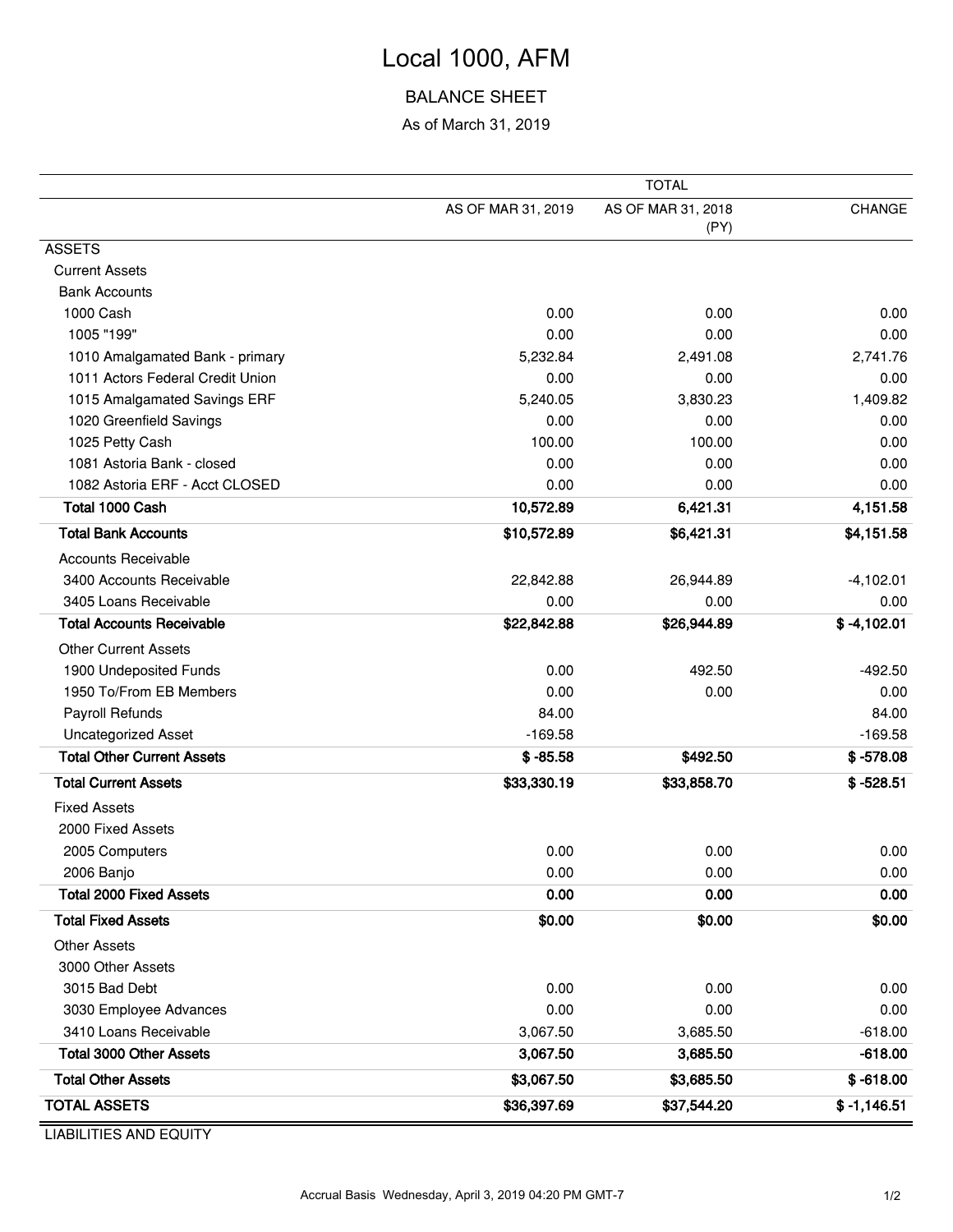# Local 1000, AFM

## BALANCE SHEET

As of March 31, 2019

| | TOTAL | | |
|---|---|---|---|
| | AS OF MAR 31, 2019 | AS OF MAR 31, 2018 (PY) | CHANGE |
| ASSETS | | | |
| Current Assets | | | |
| Bank Accounts | | | |
| 1000 Cash | 0.00 | 0.00 | 0.00 |
| 1005 "199" | 0.00 | 0.00 | 0.00 |
| 1010 Amalgamated Bank - primary | 5,232.84 | 2,491.08 | 2,741.76 |
| 1011 Actors Federal Credit Union | 0.00 | 0.00 | 0.00 |
| 1015 Amalgamated Savings ERF | 5,240.05 | 3,830.23 | 1,409.82 |
| 1020 Greenfield Savings | 0.00 | 0.00 | 0.00 |
| 1025 Petty Cash | 100.00 | 100.00 | 0.00 |
| 1081 Astoria Bank - closed | 0.00 | 0.00 | 0.00 |
| 1082 Astoria ERF - Acct CLOSED | 0.00 | 0.00 | 0.00 |
| **Total 1000 Cash** | **10,572.89** | **6,421.31** | **4,151.58** |
| **Total Bank Accounts** | **$10,572.89** | **$6,421.31** | **$4,151.58** |
| Accounts Receivable | | | |
| 3400 Accounts Receivable | 22,842.88 | 26,944.89 | -4,102.01 |
| 3405 Loans Receivable | 0.00 | 0.00 | 0.00 |
| **Total Accounts Receivable** | **$22,842.88** | **$26,944.89** | **$ -4,102.01** |
| Other Current Assets | | | |
| 1900 Undeposited Funds | 0.00 | 492.50 | -492.50 |
| 1950 To/From EB Members | 0.00 | 0.00 | 0.00 |
| Payroll Refunds | 84.00 | | 84.00 |
| Uncategorized Asset | -169.58 | | -169.58 |
| **Total Other Current Assets** | **$ -85.58** | **$492.50** | **$ -578.08** |
| **Total Current Assets** | **$33,330.19** | **$33,858.70** | **$ -528.51** |
| Fixed Assets | | | |
| 2000 Fixed Assets | | | |
| 2005 Computers | 0.00 | 0.00 | 0.00 |
| 2006 Banjo | 0.00 | 0.00 | 0.00 |
| **Total 2000 Fixed Assets** | **0.00** | **0.00** | **0.00** |
| **Total Fixed Assets** | **$0.00** | **$0.00** | **$0.00** |
| Other Assets | | | |
| 3000 Other Assets | | | |
| 3015 Bad Debt | 0.00 | 0.00 | 0.00 |
| 3030 Employee Advances | 0.00 | 0.00 | 0.00 |
| 3410 Loans Receivable | 3,067.50 | 3,685.50 | -618.00 |
| **Total 3000 Other Assets** | **3,067.50** | **3,685.50** | **-618.00** |
| **Total Other Assets** | **$3,067.50** | **$3,685.50** | **$ -618.00** |
| **TOTAL ASSETS** | **$36,397.69** | **$37,544.20** | **$ -1,146.51** |

LIABILITIES AND EQUITY

Accrual Basis Wednesday, April 3, 2019 04:20 PM GMT-7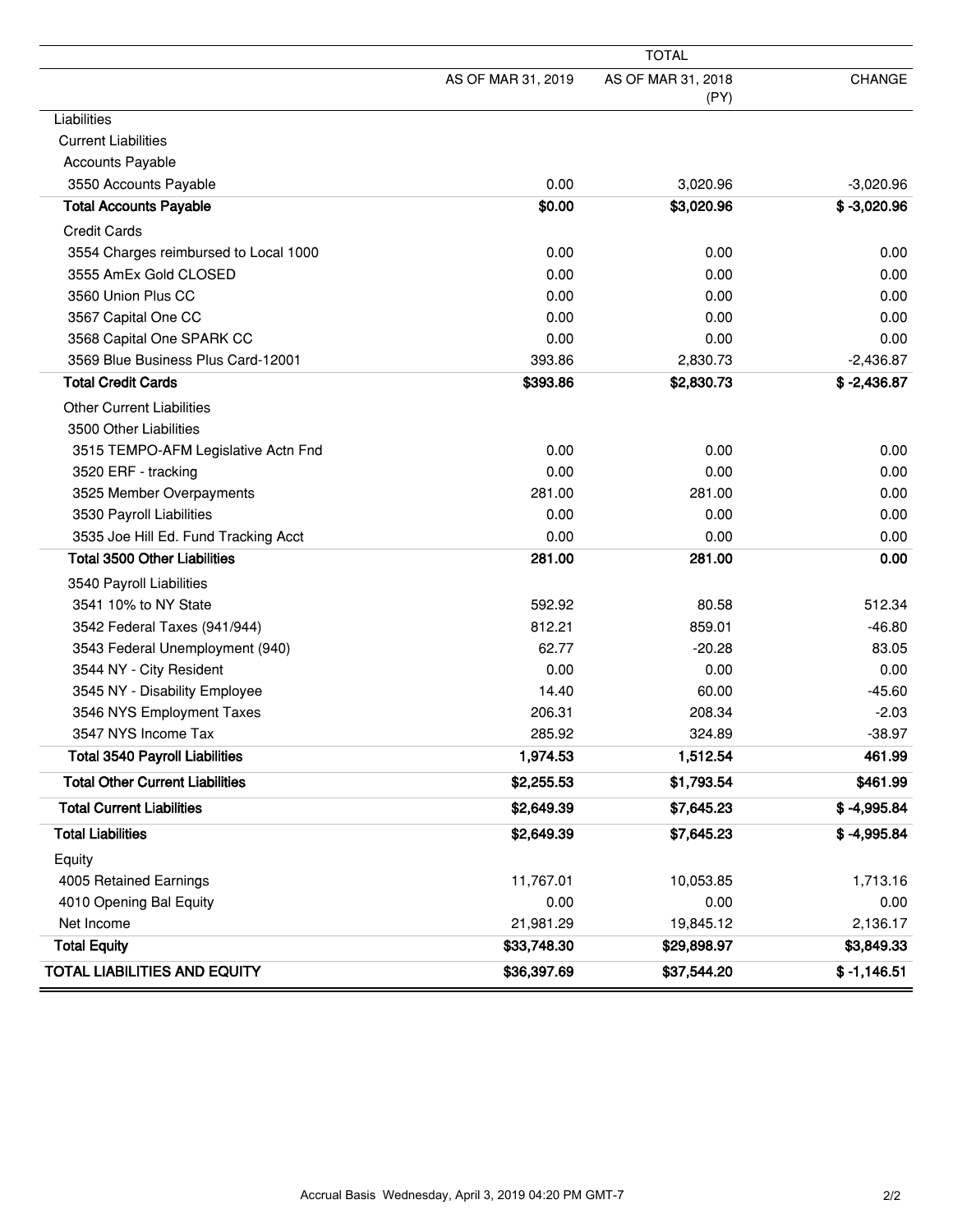| | TOTAL | | |
|---|---|---|---|
| | AS OF MAR 31, 2019 | AS OF MAR 31, 2018 (PY) | CHANGE |
| Liabilities | | | |
| Current Liabilities | | | |
| Accounts Payable | | | |
| 3550 Accounts Payable | 0.00 | 3,020.96 | -3,020.96 |
| **Total Accounts Payable** | **$0.00** | **$3,020.96** | **$ -3,020.96** |
| Credit Cards | | | |
| 3554 Charges reimbursed to Local 1000 | 0.00 | 0.00 | 0.00 |
| 3555 AmEx Gold CLOSED | 0.00 | 0.00 | 0.00 |
| 3560 Union Plus CC | 0.00 | 0.00 | 0.00 |
| 3567 Capital One CC | 0.00 | 0.00 | 0.00 |
| 3568 Capital One SPARK CC | 0.00 | 0.00 | 0.00 |
| 3569 Blue Business Plus Card-12001 | 393.86 | 2,830.73 | -2,436.87 |
| **Total Credit Cards** | **$393.86** | **$2,830.73** | **$ -2,436.87** |
| Other Current Liabilities | | | |
| 3500 Other Liabilities | | | |
| 3515 TEMPO-AFM Legislative Actn Fnd | 0.00 | 0.00 | 0.00 |
| 3520 ERF - tracking | 0.00 | 0.00 | 0.00 |
| 3525 Member Overpayments | 281.00 | 281.00 | 0.00 |
| 3530 Payroll Liabilities | 0.00 | 0.00 | 0.00 |
| 3535 Joe Hill Ed. Fund Tracking Acct | 0.00 | 0.00 | 0.00 |
| **Total 3500 Other Liabilities** | **281.00** | **281.00** | **0.00** |
| 3540 Payroll Liabilities | | | |
| 3541 10% to NY State | 592.92 | 80.58 | 512.34 |
| 3542 Federal Taxes (941/944) | 812.21 | 859.01 | -46.80 |
| 3543 Federal Unemployment (940) | 62.77 | -20.28 | 83.05 |
| 3544 NY - City Resident | 0.00 | 0.00 | 0.00 |
| 3545 NY - Disability Employee | 14.40 | 60.00 | -45.60 |
| 3546 NYS Employment Taxes | 206.31 | 208.34 | -2.03 |
| 3547 NYS Income Tax | 285.92 | 324.89 | -38.97 |
| **Total 3540 Payroll Liabilities** | **1,974.53** | **1,512.54** | **461.99** |
| **Total Other Current Liabilities** | **$2,255.53** | **$1,793.54** | **$461.99** |
| **Total Current Liabilities** | **$2,649.39** | **$7,645.23** | **$ -4,995.84** |
| **Total Liabilities** | **$2,649.39** | **$7,645.23** | **$ -4,995.84** |
| Equity | | | |
| 4005 Retained Earnings | 11,767.01 | 10,053.85 | 1,713.16 |
| 4010 Opening Bal Equity | 0.00 | 0.00 | 0.00 |
| Net Income | 21,981.29 | 19,845.12 | 2,136.17 |
| **Total Equity** | **$33,748.30** | **$29,898.97** | **$3,849.33** |
| **TOTAL LIABILITIES AND EQUITY** | **$36,397.69** | **$37,544.20** | **$ -1,146.51** |

Accrual Basis Wednesday, April 3, 2019 04:20 PM GMT-7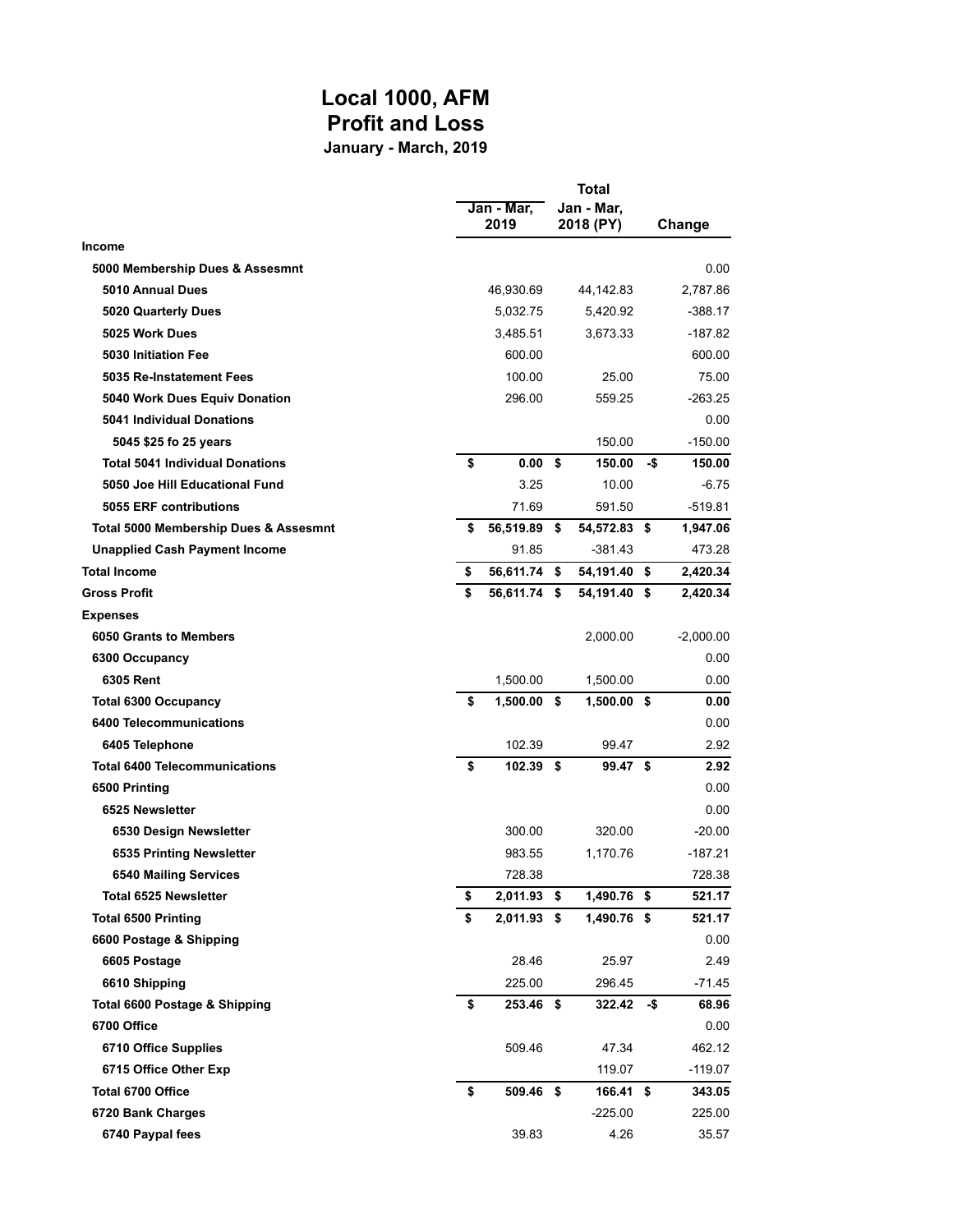# Local 1000, AFM
## Profit and Loss
### January - March, 2019

| | Total | | |
|---|---|---|---|
| | Jan - Mar, 2019 | Jan - Mar, 2018 (PY) | Change |
| **Income** | | | |
| **5000 Membership Dues & Assesmnt** | | | 0.00 |
| **5010 Annual Dues** | 46,930.69 | 44,142.83 | 2,787.86 |
| **5020 Quarterly Dues** | 5,032.75 | 5,420.92 | -388.17 |
| **5025 Work Dues** | 3,485.51 | 3,673.33 | -187.82 |
| **5030 Initiation Fee** | 600.00 | | 600.00 |
| **5035 Re-Instatement Fees** | 100.00 | 25.00 | 75.00 |
| **5040 Work Dues Equiv Donation** | 296.00 | 559.25 | -263.25 |
| **5041 Individual Donations** | | | 0.00 |
| **5045 $25 fo 25 years** | | 150.00 | -150.00 |
| **Total 5041 Individual Donations** | **$ 0.00** | **$ 150.00** | **-$ 150.00** |
| **5050 Joe Hill Educational Fund** | 3.25 | 10.00 | -6.75 |
| **5055 ERF contributions** | 71.69 | 591.50 | -519.81 |
| **Total 5000 Membership Dues & Assesmnt** | **$ 56,519.89** | **$ 54,572.83** | **$ 1,947.06** |
| **Unapplied Cash Payment Income** | 91.85 | -381.43 | 473.28 |
| **Total Income** | **$ 56,611.74** | **$ 54,191.40** | **$ 2,420.34** |
| **Gross Profit** | **$ 56,611.74** | **$ 54,191.40** | **$ 2,420.34** |
| **Expenses** | | | |
| **6050 Grants to Members** | | 2,000.00 | -2,000.00 |
| **6300 Occupancy** | | | 0.00 |
| **6305 Rent** | 1,500.00 | 1,500.00 | 0.00 |
| **Total 6300 Occupancy** | **$ 1,500.00** | **$ 1,500.00** | **$ 0.00** |
| **6400 Telecommunications** | | | 0.00 |
| **6405 Telephone** | 102.39 | 99.47 | 2.92 |
| **Total 6400 Telecommunications** | **$ 102.39** | **$ 99.47** | **$ 2.92** |
| **6500 Printing** | | | 0.00 |
| **6525 Newsletter** | | | 0.00 |
| **6530 Design Newsletter** | 300.00 | 320.00 | -20.00 |
| **6535 Printing Newsletter** | 983.55 | 1,170.76 | -187.21 |
| **6540 Mailing Services** | 728.38 | | 728.38 |
| **Total 6525 Newsletter** | **$ 2,011.93** | **$ 1,490.76** | **$ 521.17** |
| **Total 6500 Printing** | **$ 2,011.93** | **$ 1,490.76** | **$ 521.17** |
| **6600 Postage & Shipping** | | | 0.00 |
| **6605 Postage** | 28.46 | 25.97 | 2.49 |
| **6610 Shipping** | 225.00 | 296.45 | -71.45 |
| **Total 6600 Postage & Shipping** | **$ 253.46** | **$ 322.42** | **-$ 68.96** |
| **6700 Office** | | | 0.00 |
| **6710 Office Supplies** | 509.46 | 47.34 | 462.12 |
| **6715 Office Other Exp** | | 119.07 | -119.07 |
| **Total 6700 Office** | **$ 509.46** | **$ 166.41** | **$ 343.05** |
| **6720 Bank Charges** | | -225.00 | 225.00 |
| **6740 Paypal fees** | 39.83 | 4.26 | 35.57 |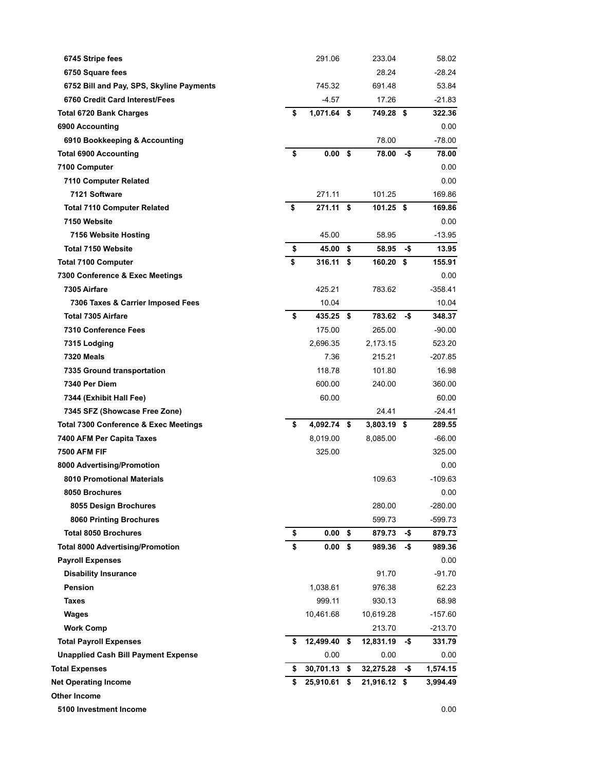| | | | |
|---|---|---|---|
| 6745 Stripe fees | 291.06 | 233.04 | 58.02 |
| 6750 Square fees | | 28.24 | -28.24 |
| 6752 Bill and Pay, SPS, Skyline Payments | 745.32 | 691.48 | 53.84 |
| 6760 Credit Card Interest/Fees | -4.57 | 17.26 | -21.83 |
| **Total 6720 Bank Charges** | **$ 1,071.64** | **$ 749.28** | **$ 322.36** |
| **6900 Accounting** | | | 0.00 |
| 6910 Bookkeeping & Accounting | | 78.00 | -78.00 |
| **Total 6900 Accounting** | **$ 0.00** | **$ 78.00** | **-$ 78.00** |
| **7100 Computer** | | | 0.00 |
| 7110 Computer Related | | | 0.00 |
| 7121 Software | 271.11 | 101.25 | 169.86 |
| **Total 7110 Computer Related** | **$ 271.11** | **$ 101.25** | **$ 169.86** |
| 7150 Website | | | 0.00 |
| 7156 Website Hosting | 45.00 | 58.95 | -13.95 |
| **Total 7150 Website** | **$ 45.00** | **$ 58.95** | **-$ 13.95** |
| **Total 7100 Computer** | **$ 316.11** | **$ 160.20** | **$ 155.91** |
| **7300 Conference & Exec Meetings** | | | 0.00 |
| 7305 Airfare | 425.21 | 783.62 | -358.41 |
| 7306 Taxes & Carrier Imposed Fees | 10.04 | | 10.04 |
| **Total 7305 Airfare** | **$ 435.25** | **$ 783.62** | **-$ 348.37** |
| 7310 Conference Fees | 175.00 | 265.00 | -90.00 |
| 7315 Lodging | 2,696.35 | 2,173.15 | 523.20 |
| 7320 Meals | 7.36 | 215.21 | -207.85 |
| 7335 Ground transportation | 118.78 | 101.80 | 16.98 |
| 7340 Per Diem | 600.00 | 240.00 | 360.00 |
| 7344 (Exhibit Hall Fee) | 60.00 | | 60.00 |
| 7345 SFZ (Showcase Free Zone) | | 24.41 | -24.41 |
| **Total 7300 Conference & Exec Meetings** | **$ 4,092.74** | **$ 3,803.19** | **$ 289.55** |
| **7400 AFM Per Capita Taxes** | 8,019.00 | 8,085.00 | -66.00 |
| **7500 AFM FIF** | 325.00 | | 325.00 |
| **8000 Advertising/Promotion** | | | 0.00 |
| 8010 Promotional Materials | | 109.63 | -109.63 |
| 8050 Brochures | | | 0.00 |
| 8055 Design Brochures | | 280.00 | -280.00 |
| 8060 Printing Brochures | | 599.73 | -599.73 |
| **Total 8050 Brochures** | **$ 0.00** | **$ 879.73** | **-$ 879.73** |
| **Total 8000 Advertising/Promotion** | **$ 0.00** | **$ 989.36** | **-$ 989.36** |
| **Payroll Expenses** | | | 0.00 |
| Disability Insurance | | 91.70 | -91.70 |
| Pension | 1,038.61 | 976.38 | 62.23 |
| Taxes | 999.11 | 930.13 | 68.98 |
| Wages | 10,461.68 | 10,619.28 | -157.60 |
| Work Comp | | 213.70 | -213.70 |
| **Total Payroll Expenses** | **$ 12,499.40** | **$ 12,831.19** | **-$ 331.79** |
| **Unapplied Cash Bill Payment Expense** | 0.00 | 0.00 | 0.00 |
| **Total Expenses** | **$ 30,701.13** | **$ 32,275.28** | **-$ 1,574.15** |
| **Net Operating Income** | **$ 25,910.61** | **$ 21,916.12** | **$ 3,994.49** |
| **Other Income** | | | |
| 5100 Investment Income | | | 0.00 |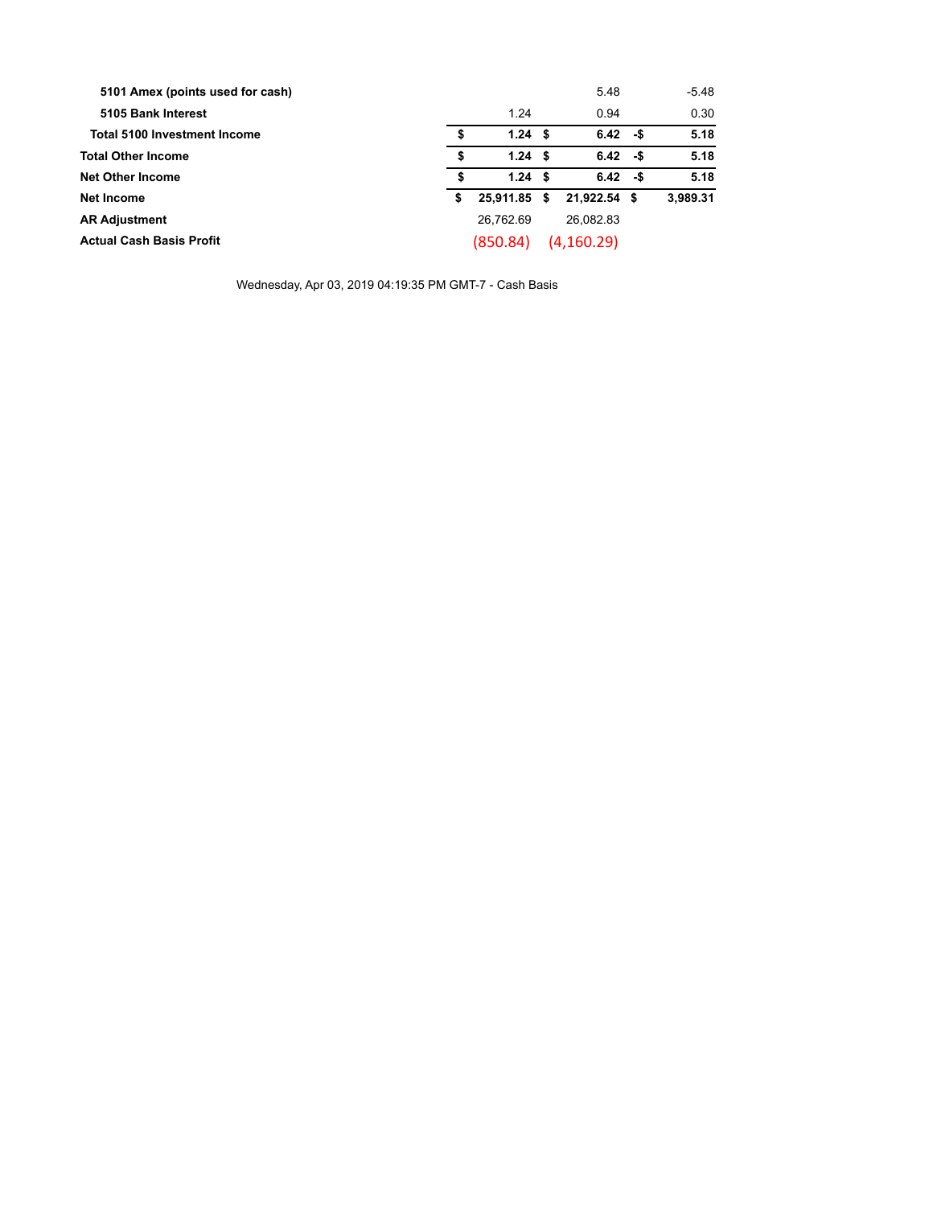| | | | |
|---|---|---|---|
| **5101 Amex (points used for cash)** | | 5.48 | -5.48 |
| **5105 Bank Interest** | 1.24 | 0.94 | 0.30 |
| **Total 5100 Investment Income** | **$ 1.24** | **$ 6.42** | **-$ 5.18** |
| **Total Other Income** | **$ 1.24** | **$ 6.42** | **-$ 5.18** |
| **Net Other Income** | **$ 1.24** | **$ 6.42** | **-$ 5.18** |
| **Net Income** | **$ 25,911.85** | **$ 21,922.54** | **$ 3,989.31** |
| **AR Adjustment** | 26,762.69 | 26,082.83 | |
| **Actual Cash Basis Profit** | (850.84) | (4,160.29) | |

Wednesday, Apr 03, 2019 04:19:35 PM GMT-7 - Cash Basis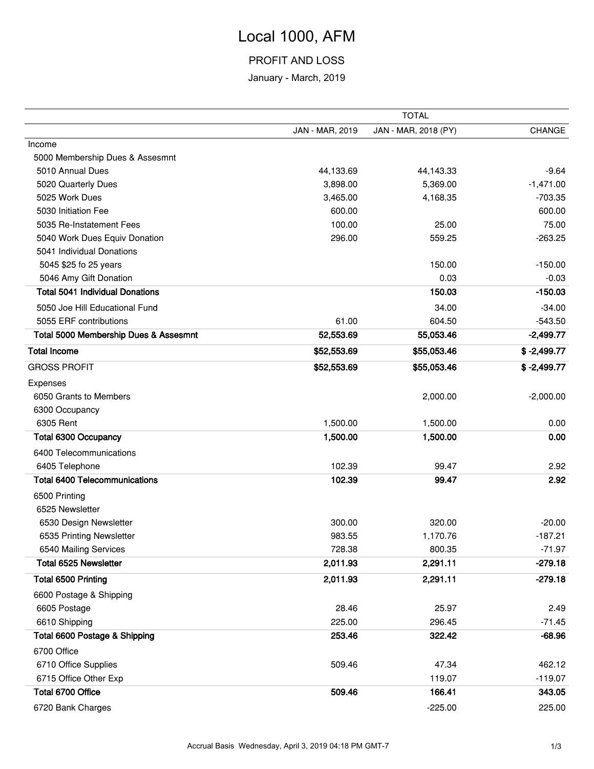# Local 1000, AFM

## PROFIT AND LOSS

January - March, 2019

| | TOTAL | | |
|---|---|---|---|
| | JAN - MAR, 2019 | JAN - MAR, 2018 (PY) | CHANGE |
| Income | | | |
| 5000 Membership Dues & Assesmnt | | | |
| 5010 Annual Dues | 44,133.69 | 44,143.33 | -9.64 |
| 5020 Quarterly Dues | 3,898.00 | 5,369.00 | -1,471.00 |
| 5025 Work Dues | 3,465.00 | 4,168.35 | -703.35 |
| 5030 Initiation Fee | 600.00 | | 600.00 |
| 5035 Re-Instatement Fees | 100.00 | 25.00 | 75.00 |
| 5040 Work Dues Equiv Donation | 296.00 | 559.25 | -263.25 |
| 5041 Individual Donations | | | |
| 5045 $25 fo 25 years | | 150.00 | -150.00 |
| 5046 Amy Gift Donation | | 0.03 | -0.03 |
| **Total 5041 Individual Donations** | | **150.03** | **-150.03** |
| 5050 Joe Hill Educational Fund | | 34.00 | -34.00 |
| 5055 ERF contributions | 61.00 | 604.50 | -543.50 |
| **Total 5000 Membership Dues & Assesmnt** | **52,553.69** | **55,053.46** | **-2,499.77** |
| **Total Income** | **$52,553.69** | **$55,053.46** | **$ -2,499.77** |
| GROSS PROFIT | **$52,553.69** | **$55,053.46** | **$ -2,499.77** |
| Expenses | | | |
| 6050 Grants to Members | | 2,000.00 | -2,000.00 |
| 6300 Occupancy | | | |
| 6305 Rent | 1,500.00 | 1,500.00 | 0.00 |
| **Total 6300 Occupancy** | **1,500.00** | **1,500.00** | **0.00** |
| 6400 Telecommunications | | | |
| 6405 Telephone | 102.39 | 99.47 | 2.92 |
| **Total 6400 Telecommunications** | **102.39** | **99.47** | **2.92** |
| 6500 Printing | | | |
| 6525 Newsletter | | | |
| 6530 Design Newsletter | 300.00 | 320.00 | -20.00 |
| 6535 Printing Newsletter | 983.55 | 1,170.76 | -187.21 |
| 6540 Mailing Services | 728.38 | 800.35 | -71.97 |
| **Total 6525 Newsletter** | **2,011.93** | **2,291.11** | **-279.18** |
| **Total 6500 Printing** | **2,011.93** | **2,291.11** | **-279.18** |
| 6600 Postage & Shipping | | | |
| 6605 Postage | 28.46 | 25.97 | 2.49 |
| 6610 Shipping | 225.00 | 296.45 | -71.45 |
| **Total 6600 Postage & Shipping** | **253.46** | **322.42** | **-68.96** |
| 6700 Office | | | |
| 6710 Office Supplies | 509.46 | 47.34 | 462.12 |
| 6715 Office Other Exp | | 119.07 | -119.07 |
| **Total 6700 Office** | **509.46** | **166.41** | **343.05** |
| 6720 Bank Charges | | -225.00 | 225.00 |

Accrual Basis Wednesday, April 3, 2019 04:18 PM GMT-7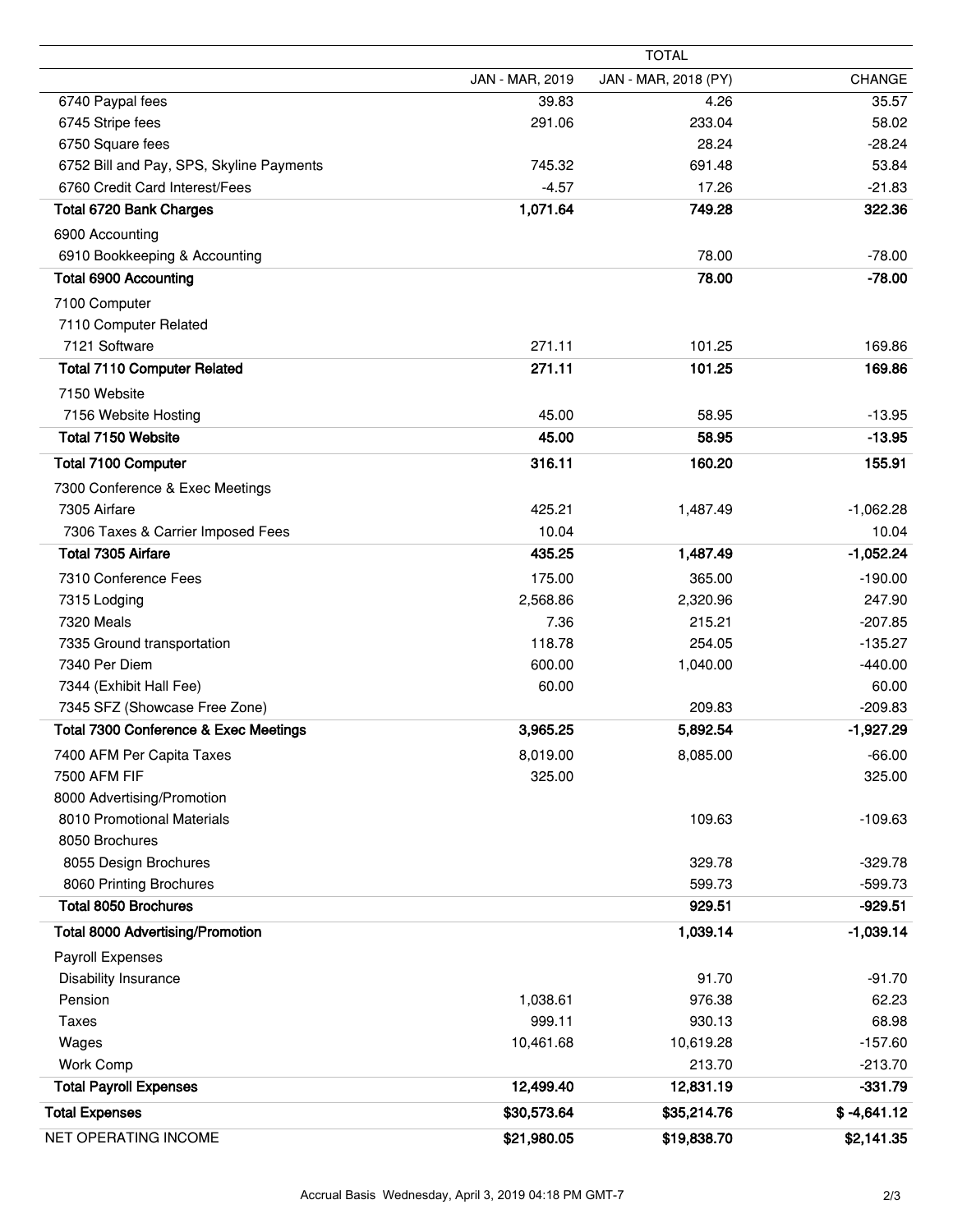| | TOTAL | | |
|---|---|---|---|
| | JAN - MAR, 2019 | JAN - MAR, 2018 (PY) | CHANGE |
| 6740 Paypal fees | 39.83 | 4.26 | 35.57 |
| 6745 Stripe fees | 291.06 | 233.04 | 58.02 |
| 6750 Square fees | | 28.24 | -28.24 |
| 6752 Bill and Pay, SPS, Skyline Payments | 745.32 | 691.48 | 53.84 |
| 6760 Credit Card Interest/Fees | -4.57 | 17.26 | -21.83 |
| **Total 6720 Bank Charges** | **1,071.64** | **749.28** | **322.36** |
| 6900 Accounting | | | |
| 6910 Bookkeeping & Accounting | | 78.00 | -78.00 |
| **Total 6900 Accounting** | | **78.00** | **-78.00** |
| 7100 Computer | | | |
| 7110 Computer Related | | | |
| 7121 Software | 271.11 | 101.25 | 169.86 |
| **Total 7110 Computer Related** | **271.11** | **101.25** | **169.86** |
| 7150 Website | | | |
| 7156 Website Hosting | 45.00 | 58.95 | -13.95 |
| **Total 7150 Website** | **45.00** | **58.95** | **-13.95** |
| **Total 7100 Computer** | **316.11** | **160.20** | **155.91** |
| 7300 Conference & Exec Meetings | | | |
| 7305 Airfare | 425.21 | 1,487.49 | -1,062.28 |
| 7306 Taxes & Carrier Imposed Fees | 10.04 | | 10.04 |
| **Total 7305 Airfare** | **435.25** | **1,487.49** | **-1,052.24** |
| 7310 Conference Fees | 175.00 | 365.00 | -190.00 |
| 7315 Lodging | 2,568.86 | 2,320.96 | 247.90 |
| 7320 Meals | 7.36 | 215.21 | -207.85 |
| 7335 Ground transportation | 118.78 | 254.05 | -135.27 |
| 7340 Per Diem | 600.00 | 1,040.00 | -440.00 |
| 7344 (Exhibit Hall Fee) | 60.00 | | 60.00 |
| 7345 SFZ (Showcase Free Zone) | | 209.83 | -209.83 |
| **Total 7300 Conference & Exec Meetings** | **3,965.25** | **5,892.54** | **-1,927.29** |
| 7400 AFM Per Capita Taxes | 8,019.00 | 8,085.00 | -66.00 |
| 7500 AFM FIF | 325.00 | | 325.00 |
| 8000 Advertising/Promotion | | | |
| 8010 Promotional Materials | | 109.63 | -109.63 |
| 8050 Brochures | | | |
| 8055 Design Brochures | | 329.78 | -329.78 |
| 8060 Printing Brochures | | 599.73 | -599.73 |
| **Total 8050 Brochures** | | **929.51** | **-929.51** |
| **Total 8000 Advertising/Promotion** | | **1,039.14** | **-1,039.14** |
| Payroll Expenses | | | |
| Disability Insurance | | 91.70 | -91.70 |
| Pension | 1,038.61 | 976.38 | 62.23 |
| Taxes | 999.11 | 930.13 | 68.98 |
| Wages | 10,461.68 | 10,619.28 | -157.60 |
| Work Comp | | 213.70 | -213.70 |
| **Total Payroll Expenses** | **12,499.40** | **12,831.19** | **-331.79** |
| **Total Expenses** | **$30,573.64** | **$35,214.76** | **$ -4,641.12** |
| NET OPERATING INCOME | **$21,980.05** | **$19,838.70** | **$2,141.35** |

Accrual Basis Wednesday, April 3, 2019 04:18 PM GMT-7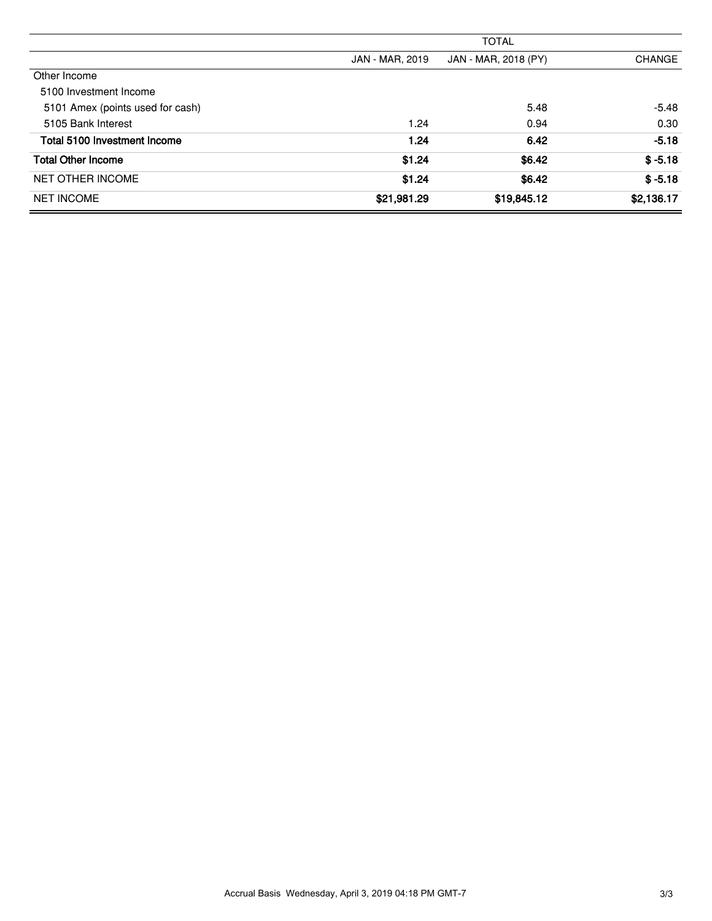| | TOTAL | | |
| --- | --- | --- | --- |
| | JAN - MAR, 2019 | JAN - MAR, 2018 (PY) | CHANGE |
| Other Income | | | |
| 5100 Investment Income | | | |
| 5101 Amex (points used for cash) | | 5.48 | -5.48 |
| 5105 Bank Interest | 1.24 | 0.94 | 0.30 |
| **Total 5100 Investment Income** | **1.24** | **6.42** | **-5.18** |
| **Total Other Income** | **$1.24** | **$6.42** | **$ -5.18** |
| NET OTHER INCOME | **$1.24** | **$6.42** | **$ -5.18** |
| NET INCOME | **$21,981.29** | **$19,845.12** | **$2,136.17** |

Accrual Basis Wednesday, April 3, 2019 04:18 PM GMT-7